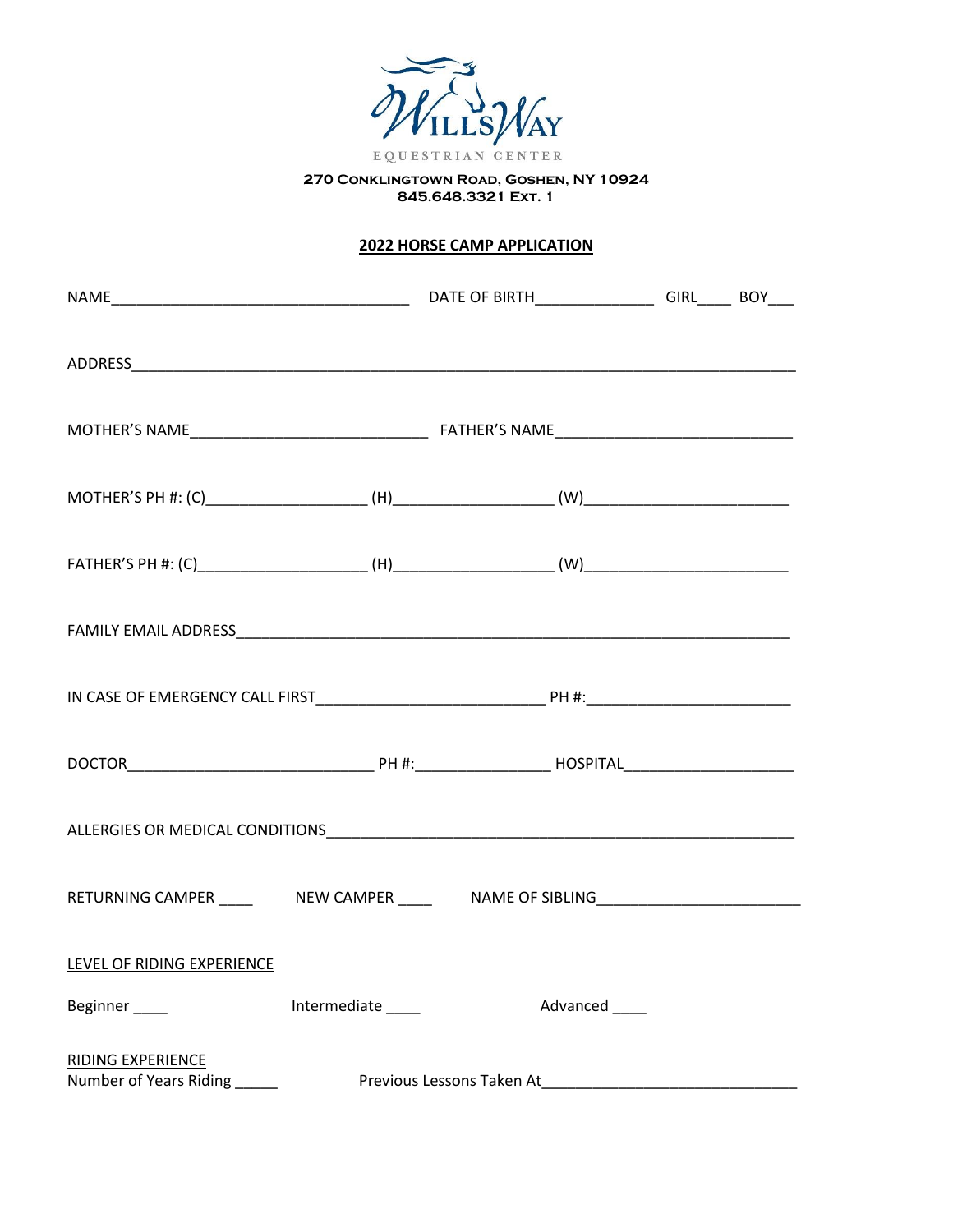**WILLSWAY**
EQUESTRIAN CENTER

270 Conklingtown Road, Goshen, NY 10924
845.648.3321 Ext. 1

## 2022 HORSE CAMP APPLICATION

NAME___________________________________ DATE OF BIRTH______________ GIRL____ BOY___

ADDRESS_____________________________________________________________________________

MOTHER'S NAME_____________________________ FATHER'S NAME____________________________

MOTHER'S PH #: (C)___________________ (H)__________________ (W)_______________________

FATHER'S PH #: (C)____________________ (H)__________________ (W)_______________________

FAMILY EMAIL ADDRESS_________________________________________________________________

IN CASE OF EMERGENCY CALL FIRST__________________________ PH #:_______________________

DOCTOR_____________________________ PH #:________________ HOSPITAL____________________

ALLERGIES OR MEDICAL CONDITIONS_____________________________________________________

RETURNING CAMPER ____ NEW CAMPER ____ NAME OF SIBLING_______________________

LEVEL OF RIDING EXPERIENCE

Beginner ____ Intermediate ____ Advanced ____

RIDING EXPERIENCE

Number of Years Riding _____ Previous Lessons Taken At_____________________________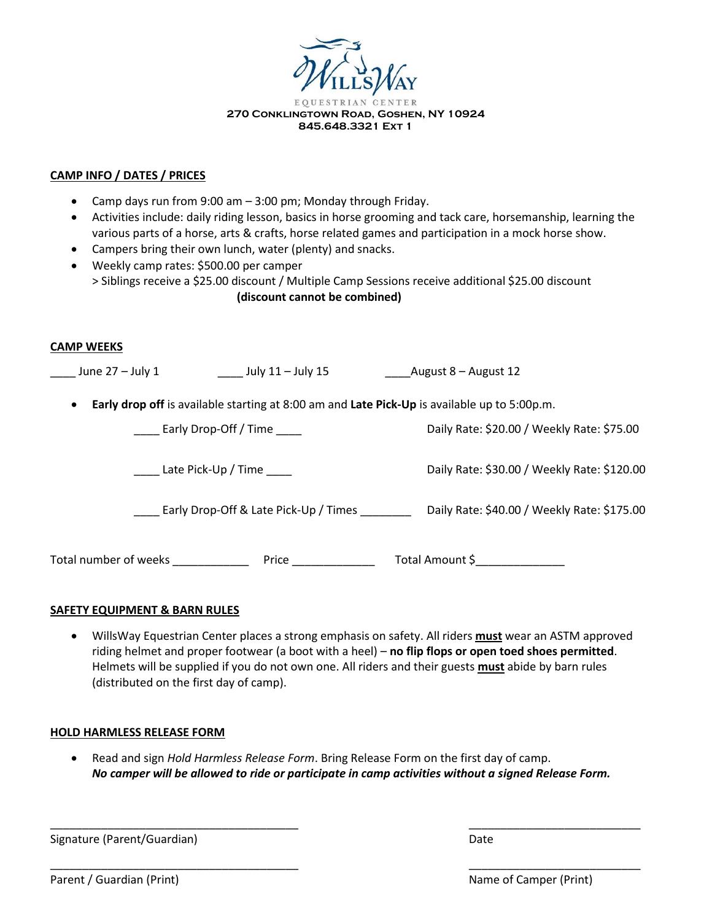WillsWay

EQUESTRIAN CENTER

**270 Conklingtown Road, Goshen, NY 10924**

**845.648.3321 Ext 1**

## CAMP INFO / DATES / PRICES

- Camp days run from 9:00 am – 3:00 pm; Monday through Friday.
- Activities include: daily riding lesson, basics in horse grooming and tack care, horsemanship, learning the various parts of a horse, arts & crafts, horse related games and participation in a mock horse show.
- Campers bring their own lunch, water (plenty) and snacks.
- Weekly camp rates: $500.00 per camper
  > Siblings receive a $25.00 discount / Multiple Camp Sessions receive additional $25.00 discount
  **(discount cannot be combined)**

## CAMP WEEKS

____ June 27 – July 1 ____ July 11 – July 15 ____August 8 – August 12

- **Early drop off** is available starting at 8:00 am and **Late Pick-Up** is available up to 5:00p.m.

____ Early Drop-Off / Time ____ Daily Rate: $20.00 / Weekly Rate: $75.00

____ Late Pick-Up / Time ____ Daily Rate: $30.00 / Weekly Rate: $120.00

____ Early Drop-Off & Late Pick-Up / Times ________ Daily Rate: $40.00 / Weekly Rate: $175.00

Total number of weeks ____________ Price _____________ Total Amount $______________

## SAFETY EQUIPMENT & BARN RULES

- WillsWay Equestrian Center places a strong emphasis on safety. All riders **must** wear an ASTM approved riding helmet and proper footwear (a boot with a heel) – **no flip flops or open toed shoes permitted**. Helmets will be supplied if you do not own one. All riders and their guests **must** abide by barn rules (distributed on the first day of camp).

## HOLD HARMLESS RELEASE FORM

- Read and sign *Hold Harmless Release Form*. Bring Release Form on the first day of camp.
  ***No camper will be allowed to ride or participate in camp activities without a signed Release Form.***

________________________________________ ____________________________

Signature (Parent/Guardian) Date

________________________________________ ____________________________

Parent / Guardian (Print) Name of Camper (Print)